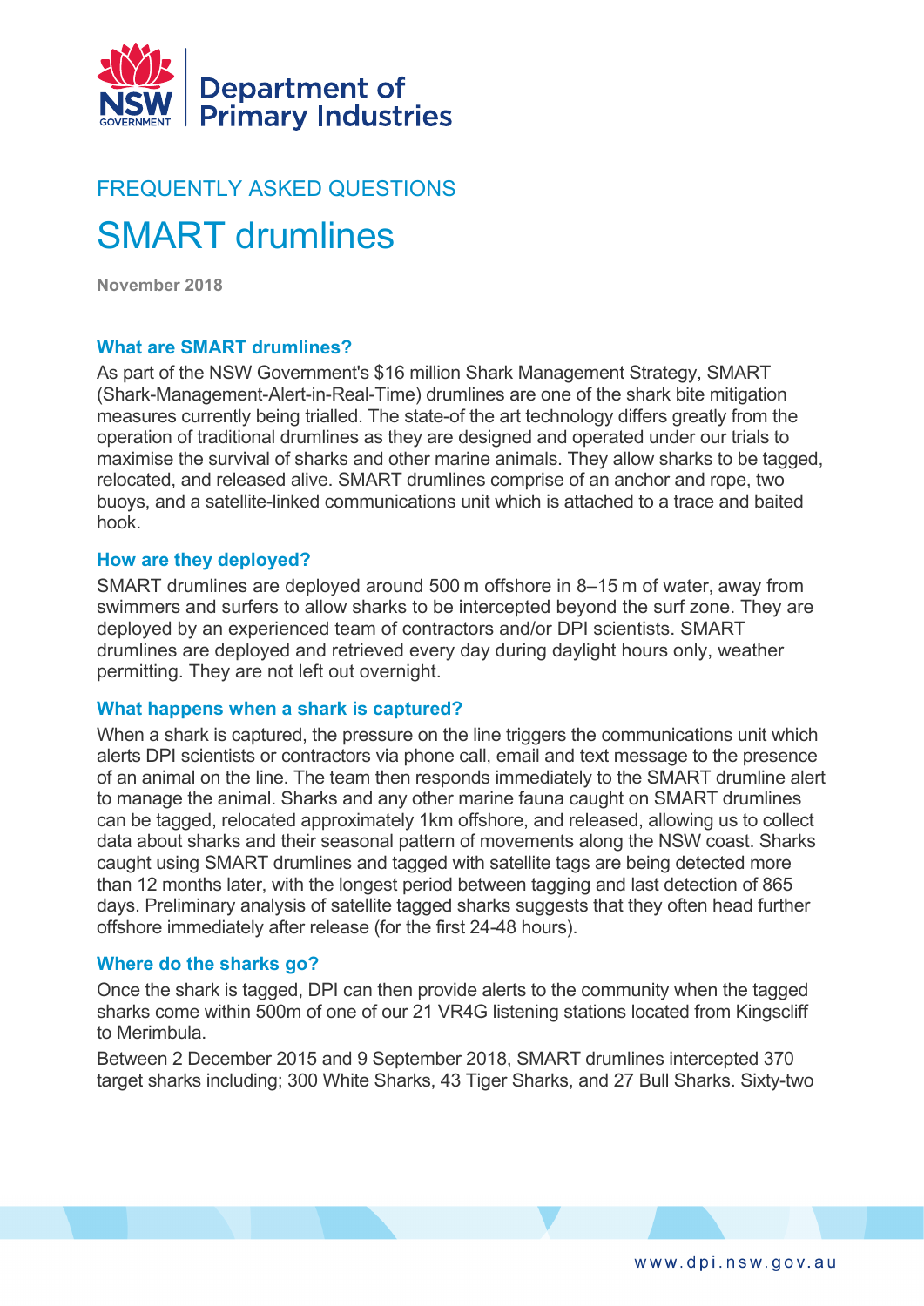NSW Department of Primary Industries

FREQUENTLY ASKED QUESTIONS

# SMART drumlines

November 2018

### What are SMART drumlines?

As part of the NSW Government's $16 million Shark Management Strategy, SMART (Shark-Management-Alert-in-Real-Time) drumlines are one of the shark bite mitigation measures currently being trialled. The state-of the art technology differs greatly from the operation of traditional drumlines as they are designed and operated under our trials to maximise the survival of sharks and other marine animals. They allow sharks to be tagged, relocated, and released alive. SMART drumlines comprise of an anchor and rope, two buoys, and a satellite-linked communications unit which is attached to a trace and baited hook.

### How are they deployed?

SMART drumlines are deployed around 500 m offshore in 8–15 m of water, away from swimmers and surfers to allow sharks to be intercepted beyond the surf zone. They are deployed by an experienced team of contractors and/or DPI scientists. SMART drumlines are deployed and retrieved every day during daylight hours only, weather permitting. They are not left out overnight.

### What happens when a shark is captured?

When a shark is captured, the pressure on the line triggers the communications unit which alerts DPI scientists or contractors via phone call, email and text message to the presence of an animal on the line. The team then responds immediately to the SMART drumline alert to manage the animal. Sharks and any other marine fauna caught on SMART drumlines can be tagged, relocated approximately 1km offshore, and released, allowing us to collect data about sharks and their seasonal pattern of movements along the NSW coast. Sharks caught using SMART drumlines and tagged with satellite tags are being detected more than 12 months later, with the longest period between tagging and last detection of 865 days. Preliminary analysis of satellite tagged sharks suggests that they often head further offshore immediately after release (for the first 24-48 hours).

### Where do the sharks go?

Once the shark is tagged, DPI can then provide alerts to the community when the tagged sharks come within 500m of one of our 21 VR4G listening stations located from Kingscliff to Merimbula.

Between 2 December 2015 and 9 September 2018, SMART drumlines intercepted 370 target sharks including; 300 White Sharks, 43 Tiger Sharks, and 27 Bull Sharks. Sixty-two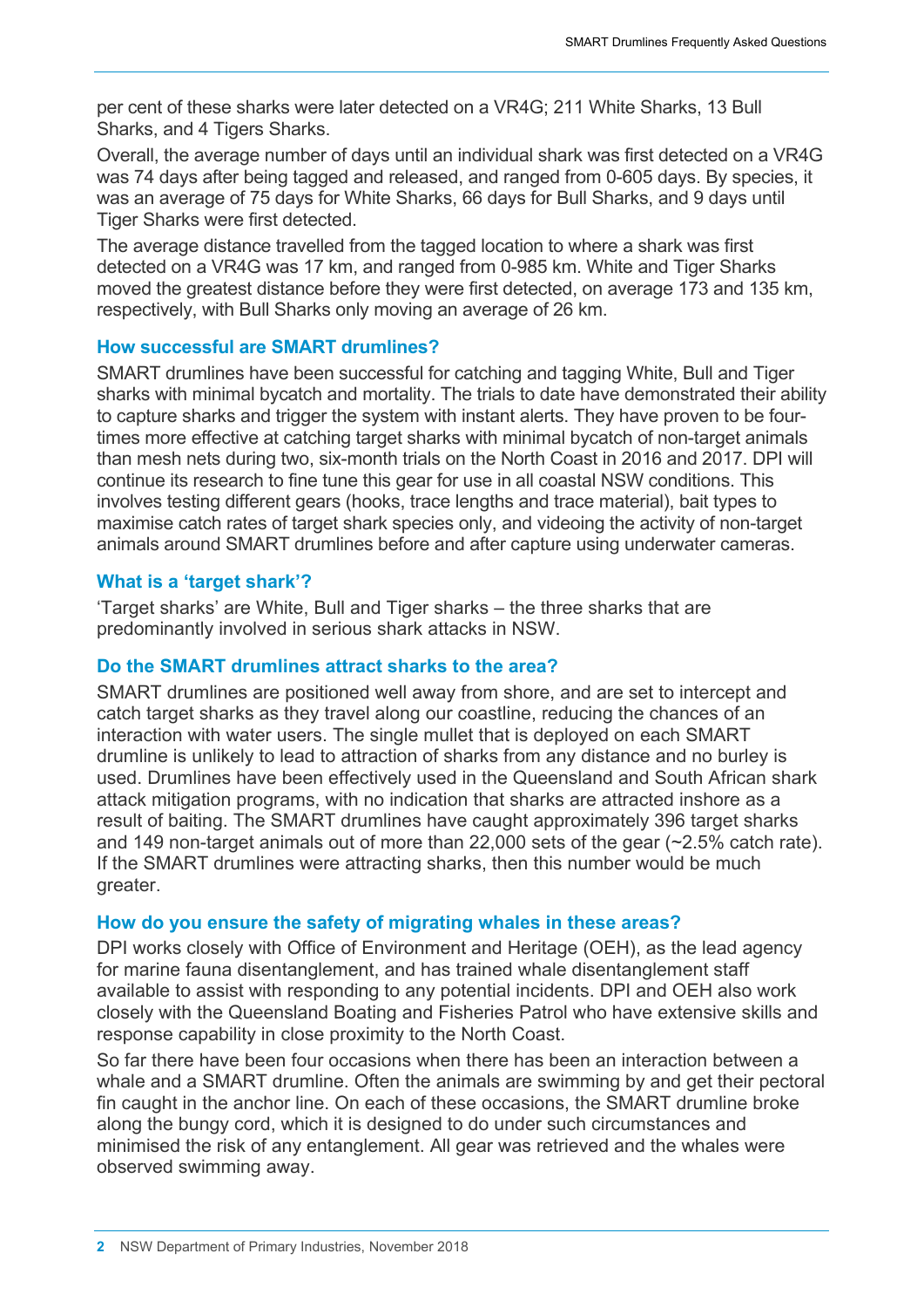per cent of these sharks were later detected on a VR4G; 211 White Sharks, 13 Bull Sharks, and 4 Tigers Sharks.

Overall, the average number of days until an individual shark was first detected on a VR4G was 74 days after being tagged and released, and ranged from 0-605 days. By species, it was an average of 75 days for White Sharks, 66 days for Bull Sharks, and 9 days until Tiger Sharks were first detected.

The average distance travelled from the tagged location to where a shark was first detected on a VR4G was 17 km, and ranged from 0-985 km. White and Tiger Sharks moved the greatest distance before they were first detected, on average 173 and 135 km, respectively, with Bull Sharks only moving an average of 26 km.

### How successful are SMART drumlines?

SMART drumlines have been successful for catching and tagging White, Bull and Tiger sharks with minimal bycatch and mortality. The trials to date have demonstrated their ability to capture sharks and trigger the system with instant alerts. They have proven to be four-times more effective at catching target sharks with minimal bycatch of non-target animals than mesh nets during two, six-month trials on the North Coast in 2016 and 2017. DPI will continue its research to fine tune this gear for use in all coastal NSW conditions. This involves testing different gears (hooks, trace lengths and trace material), bait types to maximise catch rates of target shark species only, and videoing the activity of non-target animals around SMART drumlines before and after capture using underwater cameras.

### What is a 'target shark'?

'Target sharks' are White, Bull and Tiger sharks – the three sharks that are predominantly involved in serious shark attacks in NSW.

### Do the SMART drumlines attract sharks to the area?

SMART drumlines are positioned well away from shore, and are set to intercept and catch target sharks as they travel along our coastline, reducing the chances of an interaction with water users. The single mullet that is deployed on each SMART drumline is unlikely to lead to attraction of sharks from any distance and no burley is used. Drumlines have been effectively used in the Queensland and South African shark attack mitigation programs, with no indication that sharks are attracted inshore as a result of baiting. The SMART drumlines have caught approximately 396 target sharks and 149 non-target animals out of more than 22,000 sets of the gear (~2.5% catch rate). If the SMART drumlines were attracting sharks, then this number would be much greater.

### How do you ensure the safety of migrating whales in these areas?

DPI works closely with Office of Environment and Heritage (OEH), as the lead agency for marine fauna disentanglement, and has trained whale disentanglement staff available to assist with responding to any potential incidents. DPI and OEH also work closely with the Queensland Boating and Fisheries Patrol who have extensive skills and response capability in close proximity to the North Coast.

So far there have been four occasions when there has been an interaction between a whale and a SMART drumline. Often the animals are swimming by and get their pectoral fin caught in the anchor line. On each of these occasions, the SMART drumline broke along the bungy cord, which it is designed to do under such circumstances and minimised the risk of any entanglement. All gear was retrieved and the whales were observed swimming away.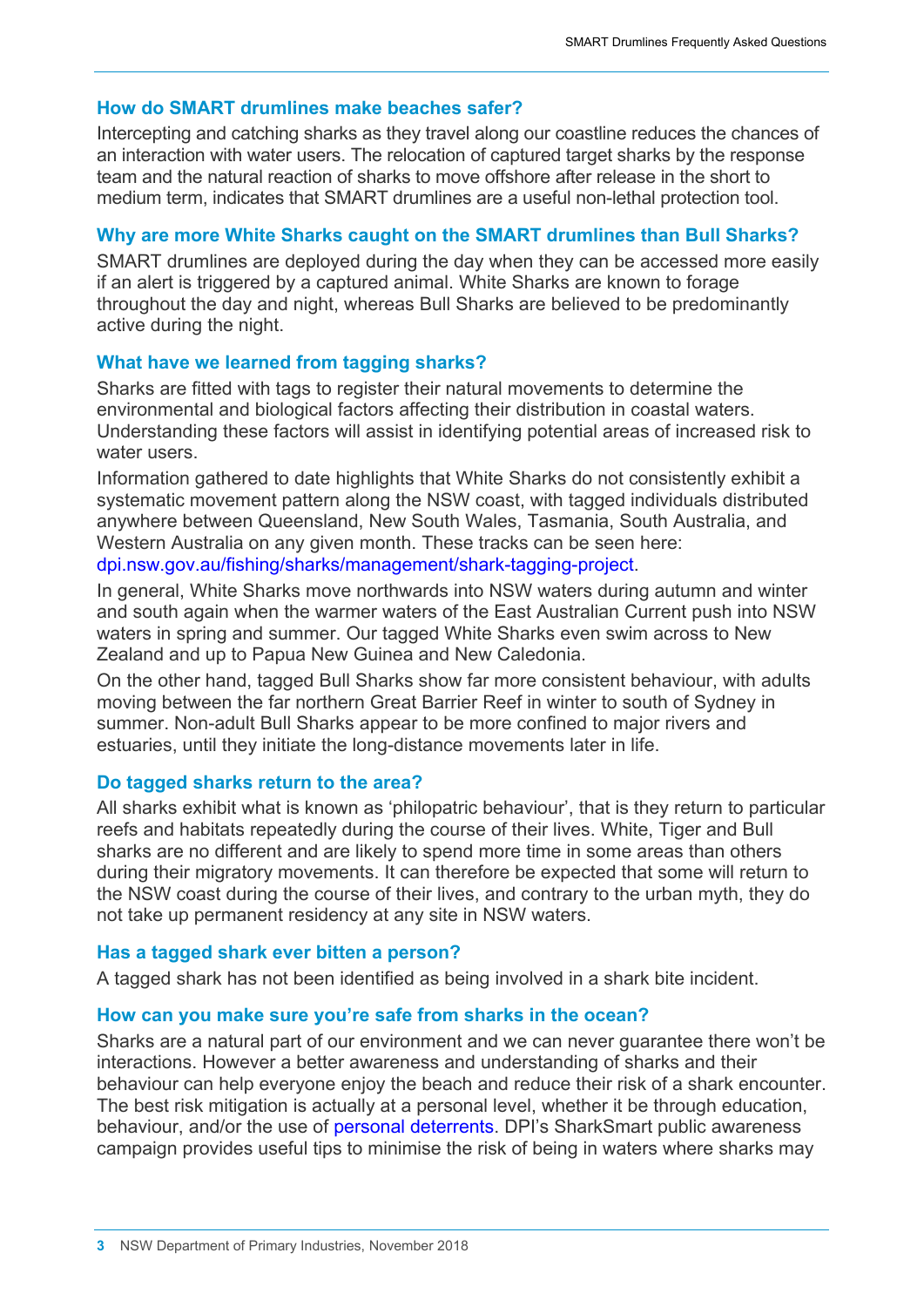## How do SMART drumlines make beaches safer?

Intercepting and catching sharks as they travel along our coastline reduces the chances of an interaction with water users. The relocation of captured target sharks by the response team and the natural reaction of sharks to move offshore after release in the short to medium term, indicates that SMART drumlines are a useful non-lethal protection tool.

## Why are more White Sharks caught on the SMART drumlines than Bull Sharks?

SMART drumlines are deployed during the day when they can be accessed more easily if an alert is triggered by a captured animal. White Sharks are known to forage throughout the day and night, whereas Bull Sharks are believed to be predominantly active during the night.

## What have we learned from tagging sharks?

Sharks are fitted with tags to register their natural movements to determine the environmental and biological factors affecting their distribution in coastal waters. Understanding these factors will assist in identifying potential areas of increased risk to water users.

Information gathered to date highlights that White Sharks do not consistently exhibit a systematic movement pattern along the NSW coast, with tagged individuals distributed anywhere between Queensland, New South Wales, Tasmania, South Australia, and Western Australia on any given month. These tracks can be seen here: dpi.nsw.gov.au/fishing/sharks/management/shark-tagging-project.

In general, White Sharks move northwards into NSW waters during autumn and winter and south again when the warmer waters of the East Australian Current push into NSW waters in spring and summer. Our tagged White Sharks even swim across to New Zealand and up to Papua New Guinea and New Caledonia.

On the other hand, tagged Bull Sharks show far more consistent behaviour, with adults moving between the far northern Great Barrier Reef in winter to south of Sydney in summer. Non-adult Bull Sharks appear to be more confined to major rivers and estuaries, until they initiate the long-distance movements later in life.

## Do tagged sharks return to the area?

All sharks exhibit what is known as 'philopatric behaviour', that is they return to particular reefs and habitats repeatedly during the course of their lives. White, Tiger and Bull sharks are no different and are likely to spend more time in some areas than others during their migratory movements. It can therefore be expected that some will return to the NSW coast during the course of their lives, and contrary to the urban myth, they do not take up permanent residency at any site in NSW waters.

## Has a tagged shark ever bitten a person?

A tagged shark has not been identified as being involved in a shark bite incident.

## How can you make sure you're safe from sharks in the ocean?

Sharks are a natural part of our environment and we can never guarantee there won't be interactions. However a better awareness and understanding of sharks and their behaviour can help everyone enjoy the beach and reduce their risk of a shark encounter. The best risk mitigation is actually at a personal level, whether it be through education, behaviour, and/or the use of personal deterrents. DPI's SharkSmart public awareness campaign provides useful tips to minimise the risk of being in waters where sharks may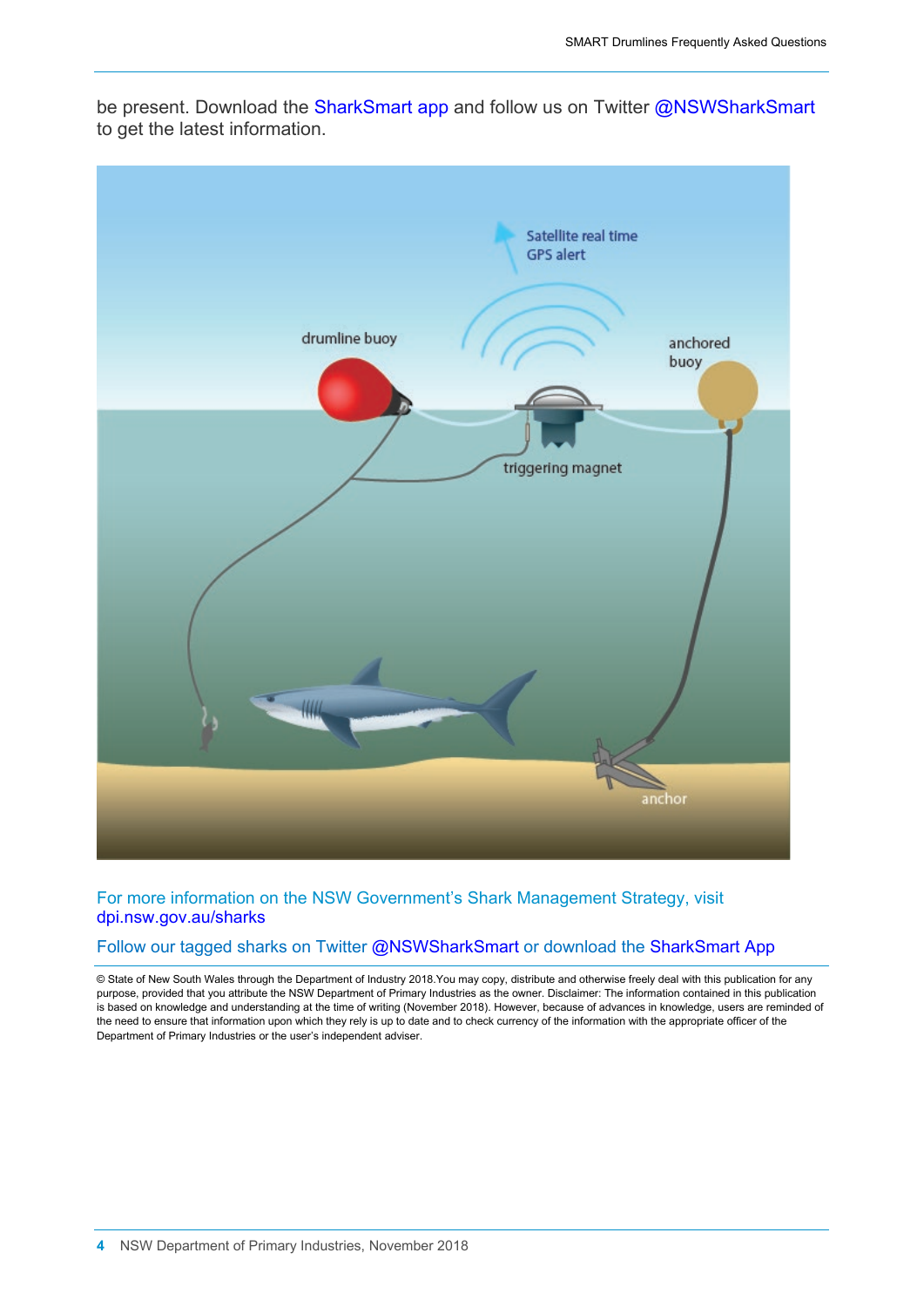be present. Download the SharkSmart app and follow us on Twitter @NSWSharkSmart to get the latest information.

Satellite real time GPS alert

drumline buoy

anchored buoy

triggering magnet

anchor

For more information on the NSW Government's Shark Management Strategy, visit dpi.nsw.gov.au/sharks

Follow our tagged sharks on Twitter @NSWSharkSmart or download the SharkSmart App

© State of New South Wales through the Department of Industry 2018.You may copy, distribute and otherwise freely deal with this publication for any purpose, provided that you attribute the NSW Department of Primary Industries as the owner. Disclaimer: The information contained in this publication is based on knowledge and understanding at the time of writing (November 2018). However, because of advances in knowledge, users are reminded of the need to ensure that information upon which they rely is up to date and to check currency of the information with the appropriate officer of the Department of Primary Industries or the user's independent adviser.